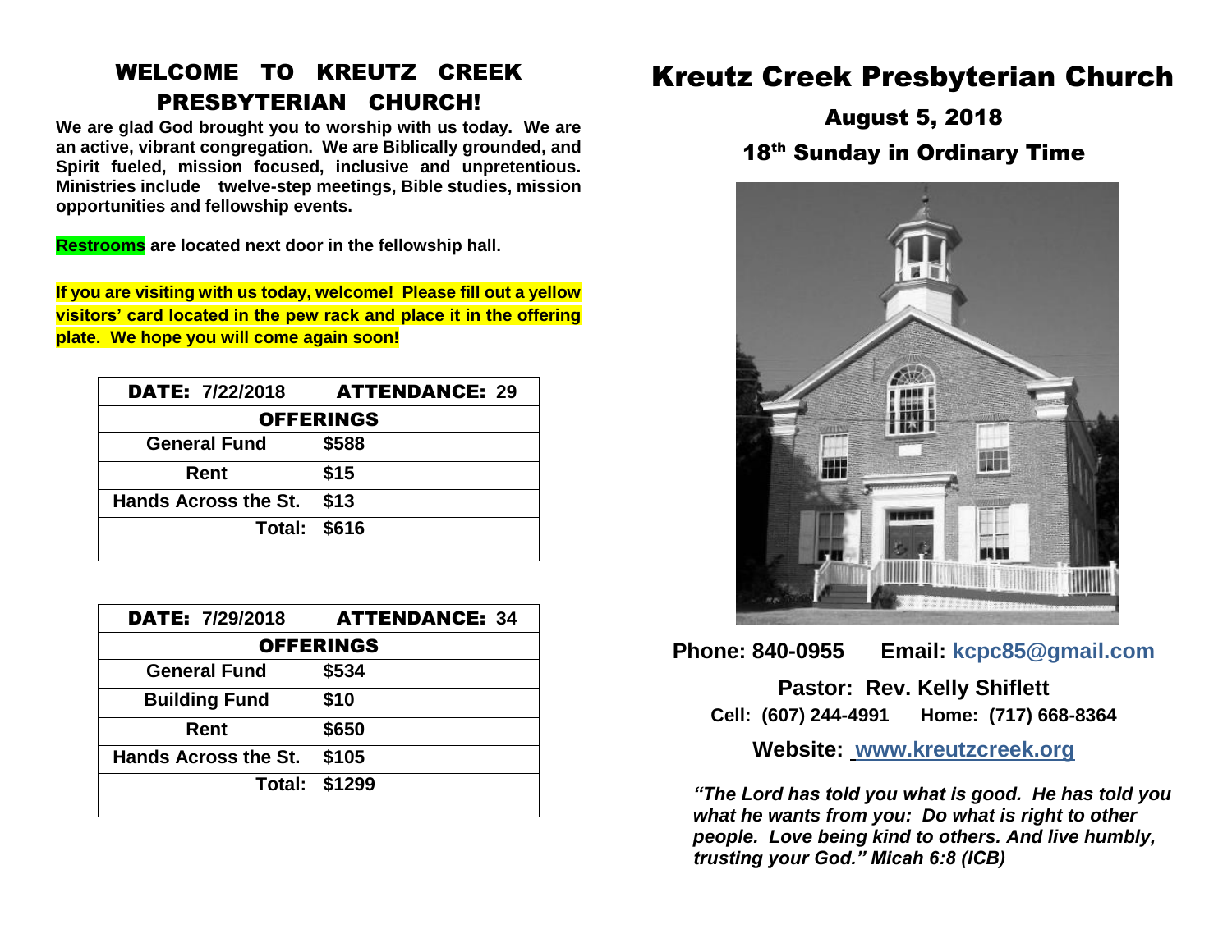# WELCOME TO KREUTZ CREEK PRESBYTERIAN CHURCH!

**We are glad God brought you to worship with us today. We are an active, vibrant congregation. We are Biblically grounded, and Spirit fueled, mission focused, inclusive and unpretentious. Ministries include twelve-step meetings, Bible studies, mission opportunities and fellowship events.**

**Restrooms are located next door in the fellowship hall.**

**If you are visiting with us today, welcome! Please fill out a yellow visitors' card located in the pew rack and place it in the offering plate. We hope you will come again soon!**

| DATE: 7/22/2018 | ATTENDANCE: 29 |
|---|---|
| OFFERINGS | |
| General Fund | $588 |
| Rent | $15 |
| Hands Across the St. | $13 |
| Total: | $616 |

| DATE: 7/29/2018 | ATTENDANCE: 34 |
|---|---|
| OFFERINGS | |
| General Fund | $534 |
| Building Fund | $10 |
| Rent | $650 |
| Hands Across the St. | $105 |
| Total: | $1299 |

# Kreutz Creek Presbyterian Church

## August 5, 2018

## 18th Sunday in Ordinary Time

**Phone: 840-0955  Email: kcpc85@gmail.com**

**Pastor: Rev. Kelly Shiflett**

**Cell: (607) 244-4991  Home: (717) 668-8364**

**Website: www.kreutzcreek.org**

***"The Lord has told you what is good. He has told you what he wants from you: Do what is right to other people. Love being kind to others. And live humbly, trusting your God." Micah 6:8 (ICB)***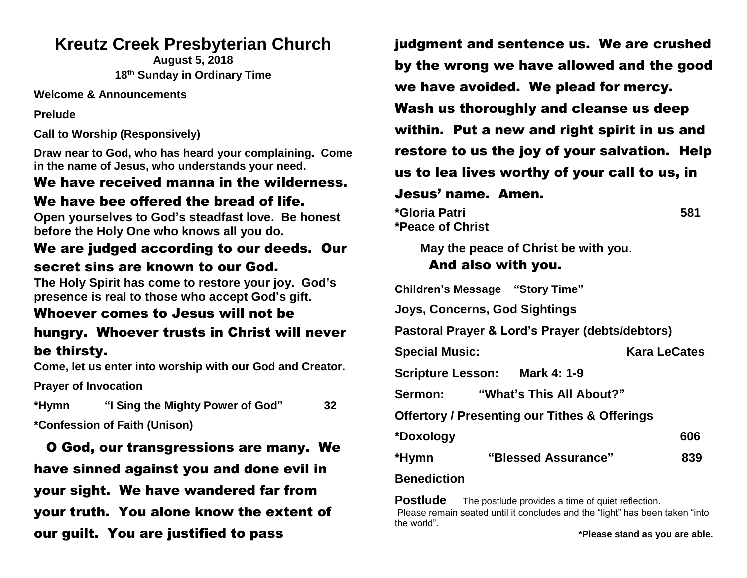# Kreutz Creek Presbyterian Church

**August 5, 2018**

**18th Sunday in Ordinary Time**

**Welcome & Announcements**

**Prelude**

**Call to Worship (Responsively)**

**Draw near to God, who has heard your complaining. Come in the name of Jesus, who understands your need.**

**We have received manna in the wilderness. We have bee offered the bread of life.**

**Open yourselves to God's steadfast love. Be honest before the Holy One who knows all you do.**

**We are judged according to our deeds. Our secret sins are known to our God.**

**The Holy Spirit has come to restore your joy. God's presence is real to those who accept God's gift.**

**Whoever comes to Jesus will not be hungry. Whoever trusts in Christ will never be thirsty.**

**Come, let us enter into worship with our God and Creator.**

**Prayer of Invocation**

**\*Hymn "I Sing the Mighty Power of God" 32**

**\*Confession of Faith (Unison)**

**O God, our transgressions are many. We have sinned against you and done evil in your sight. We have wandered far from your truth. You alone know the extent of our guilt. You are justified to pass judgment and sentence us. We are crushed by the wrong we have allowed and the good we have avoided. We plead for mercy. Wash us thoroughly and cleanse us deep within. Put a new and right spirit in us and restore to us the joy of your salvation. Help us to lea lives worthy of your call to us, in Jesus' name. Amen.**

**\*Gloria Patri 581**

**\*Peace of Christ**

**May the peace of Christ be with you.**

**And also with you.**

**Children's Message "Story Time"**

**Joys, Concerns, God Sightings**

**Pastoral Prayer & Lord's Prayer (debts/debtors)**

**Special Music: Kara LeCates**

**Scripture Lesson: Mark 4: 1-9**

**Sermon: "What's This All About?"**

**Offertory / Presenting our Tithes & Offerings**

**\*Doxology 606**

**\*Hymn "Blessed Assurance" 839**

**Benediction**

**Postlude** The postlude provides a time of quiet reflection. Please remain seated until it concludes and the "light" has been taken "into the world".

**\*Please stand as you are able.**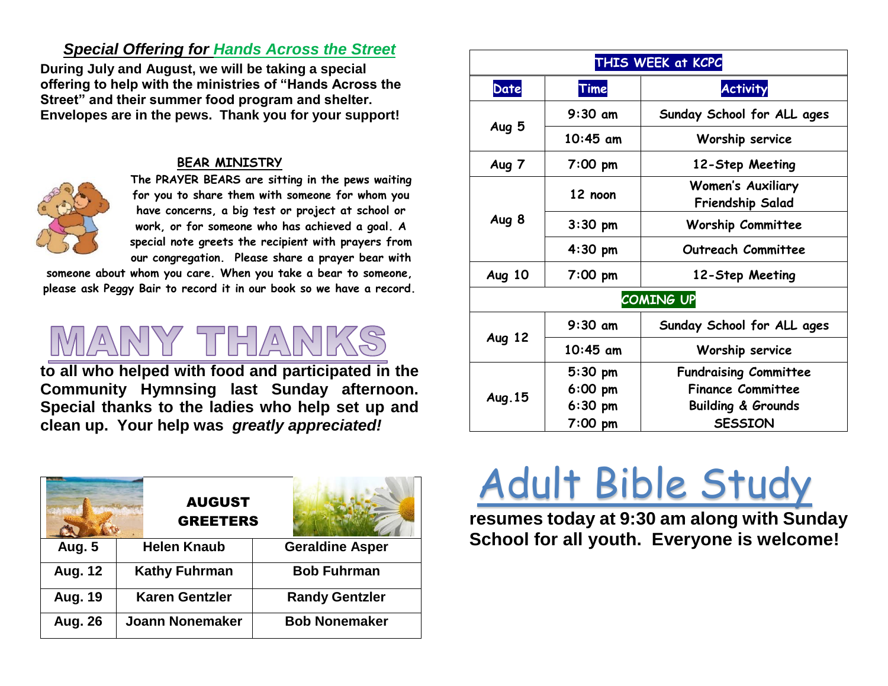## *Special Offering for Hands Across the Street*

**During July and August, we will be taking a special offering to help with the ministries of "Hands Across the Street" and their summer food program and shelter. Envelopes are in the pews. Thank you for your support!**

### BEAR MINISTRY

The PRAYER BEARS are sitting in the pews waiting for you to share them with someone for whom you have concerns, a big test or project at school or work, or for someone who has achieved a goal. A special note greets the recipient with prayers from our congregation. Please share a prayer bear with someone about whom you care. When you take a bear to someone, please ask Peggy Bair to record it in our book so we have a record.

## MANY THANKS

**to all who helped with food and participated in the Community Hymnsing last Sunday afternoon. Special thanks to the ladies who help set up and clean up. Your help was *greatly appreciated!***

| AUGUST GREETERS | | |
|---|---|---|
| Aug. 5 | Helen Knaub | Geraldine Asper |
| Aug. 12 | Kathy Fuhrman | Bob Fuhrman |
| Aug. 19 | Karen Gentzler | Randy Gentzler |
| Aug. 26 | Joann Nonemaker | Bob Nonemaker |

### THIS WEEK at KCPC

| Date | Time | Activity |
|---|---|---|
| Aug 5 | 9:30 am | Sunday School for ALL ages |
| | 10:45 am | Worship service |
| Aug 7 | 7:00 pm | 12-Step Meeting |
| Aug 8 | 12 noon | Women's Auxiliary Friendship Salad |
| | 3:30 pm | Worship Committee |
| | 4:30 pm | Outreach Committee |
| Aug 10 | 7:00 pm | 12-Step Meeting |
| **COMING UP** | | |
| Aug 12 | 9:30 am | Sunday School for ALL ages |
| | 10:45 am | Worship service |
| Aug.15 | 5:30 pm | Fundraising Committee |
| | 6:00 pm | Finance Committee |
| | 6:30 pm | Building & Grounds |
| | 7:00 pm | SESSION |

## Adult Bible Study

**resumes today at 9:30 am along with Sunday School for all youth. Everyone is welcome!**